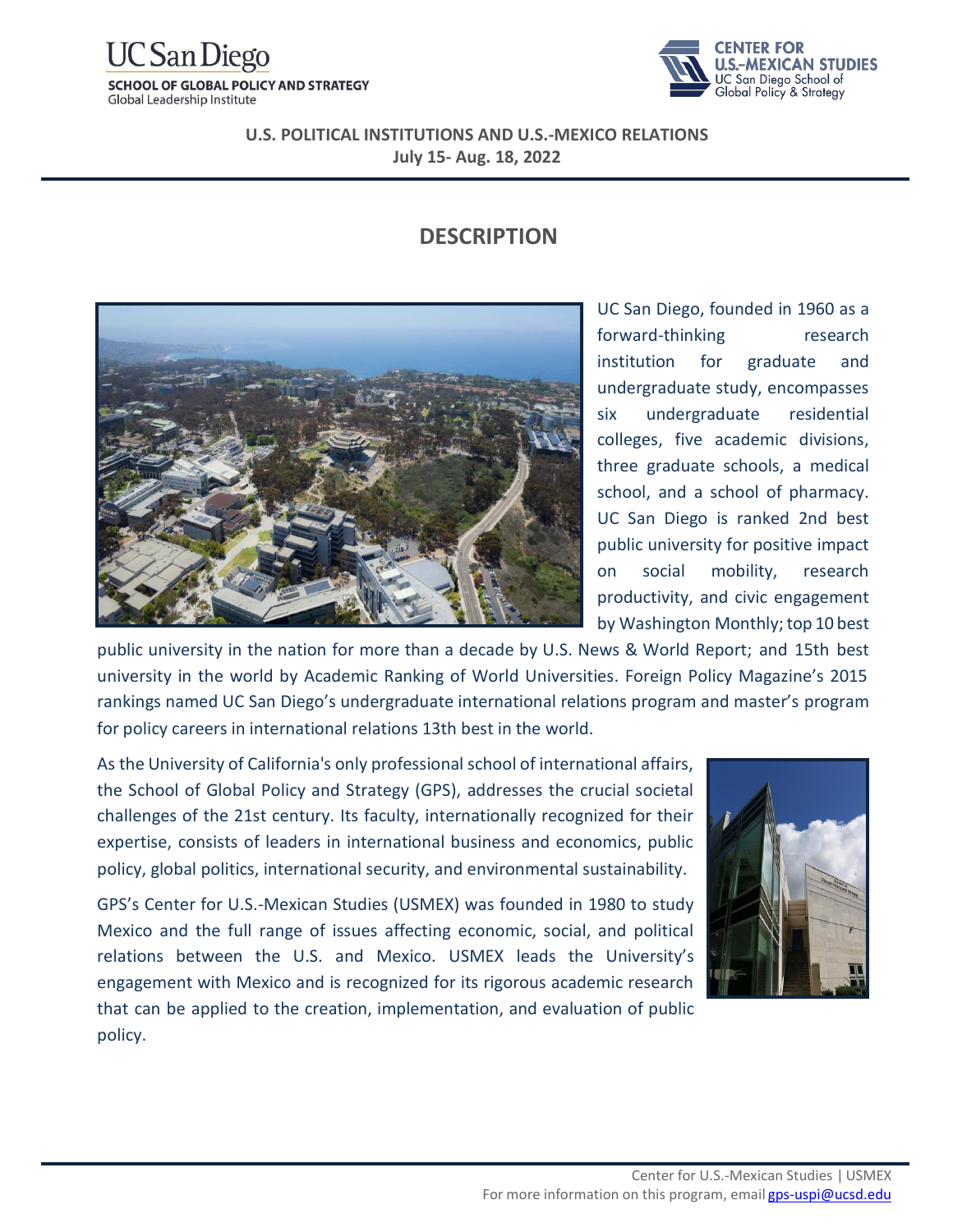UC San Diego
**SCHOOL OF GLOBAL POLICY AND STRATEGY**
Global Leadership Institute

**CENTER FOR U.S.-MEXICAN STUDIES**
UC San Diego School of Global Policy & Strategy

**U.S. POLITICAL INSTITUTIONS AND U.S.-MEXICO RELATIONS**
**July 15- Aug. 18, 2022**

## DESCRIPTION

UC San Diego, founded in 1960 as a forward-thinking research institution for graduate and undergraduate study, encompasses six undergraduate residential colleges, five academic divisions, three graduate schools, a medical school, and a school of pharmacy. UC San Diego is ranked 2nd best public university for positive impact on social mobility, research productivity, and civic engagement by Washington Monthly; top 10 best public university in the nation for more than a decade by U.S. News & World Report; and 15th best university in the world by Academic Ranking of World Universities. Foreign Policy Magazine's 2015 rankings named UC San Diego's undergraduate international relations program and master's program for policy careers in international relations 13th best in the world.

As the University of California's only professional school of international affairs, the School of Global Policy and Strategy (GPS), addresses the crucial societal challenges of the 21st century. Its faculty, internationally recognized for their expertise, consists of leaders in international business and economics, public policy, global politics, international security, and environmental sustainability.

GPS's Center for U.S.-Mexican Studies (USMEX) was founded in 1980 to study Mexico and the full range of issues affecting economic, social, and political relations between the U.S. and Mexico. USMEX leads the University's engagement with Mexico and is recognized for its rigorous academic research that can be applied to the creation, implementation, and evaluation of public policy.

Center for U.S.-Mexican Studies | USMEX
For more information on this program, email gps-uspi@ucsd.edu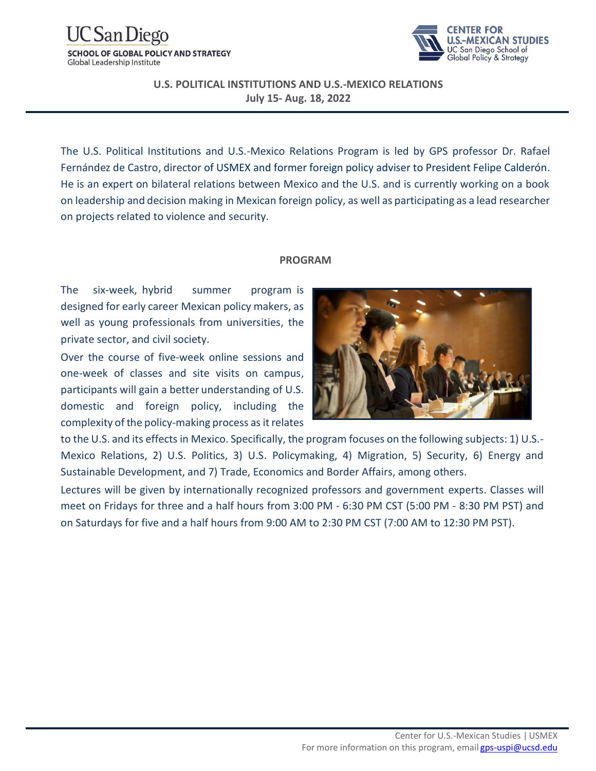UC San Diego
**SCHOOL OF GLOBAL POLICY AND STRATEGY**
Global Leadership Institute

**CENTER FOR U.S.-MEXICAN STUDIES**
UC San Diego School of Global Policy & Strategy

## U.S. POLITICAL INSTITUTIONS AND U.S.-MEXICO RELATIONS
**July 15- Aug. 18, 2022**

The U.S. Political Institutions and U.S.-Mexico Relations Program is led by GPS professor Dr. Rafael Fernández de Castro, director of USMEX and former foreign policy adviser to President Felipe Calderón. He is an expert on bilateral relations between Mexico and the U.S. and is currently working on a book on leadership and decision making in Mexican foreign policy, as well as participating as a lead researcher on projects related to violence and security.

### PROGRAM

The six-week, hybrid summer program is designed for early career Mexican policy makers, as well as young professionals from universities, the private sector, and civil society.

Over the course of five-week online sessions and one-week of classes and site visits on campus, participants will gain a better understanding of U.S. domestic and foreign policy, including the complexity of the policy-making process as it relates to the U.S. and its effects in Mexico. Specifically, the program focuses on the following subjects: 1) U.S.-Mexico Relations, 2) U.S. Politics, 3) U.S. Policymaking, 4) Migration, 5) Security, 6) Energy and Sustainable Development, and 7) Trade, Economics and Border Affairs, among others.

Lectures will be given by internationally recognized professors and government experts. Classes will meet on Fridays for three and a half hours from 3:00 PM - 6:30 PM CST (5:00 PM - 8:30 PM PST) and on Saturdays for five and a half hours from 9:00 AM to 2:30 PM CST (7:00 AM to 12:30 PM PST).

Center for U.S.-Mexican Studies | USMEX
For more information on this program, email gps-uspi@ucsd.edu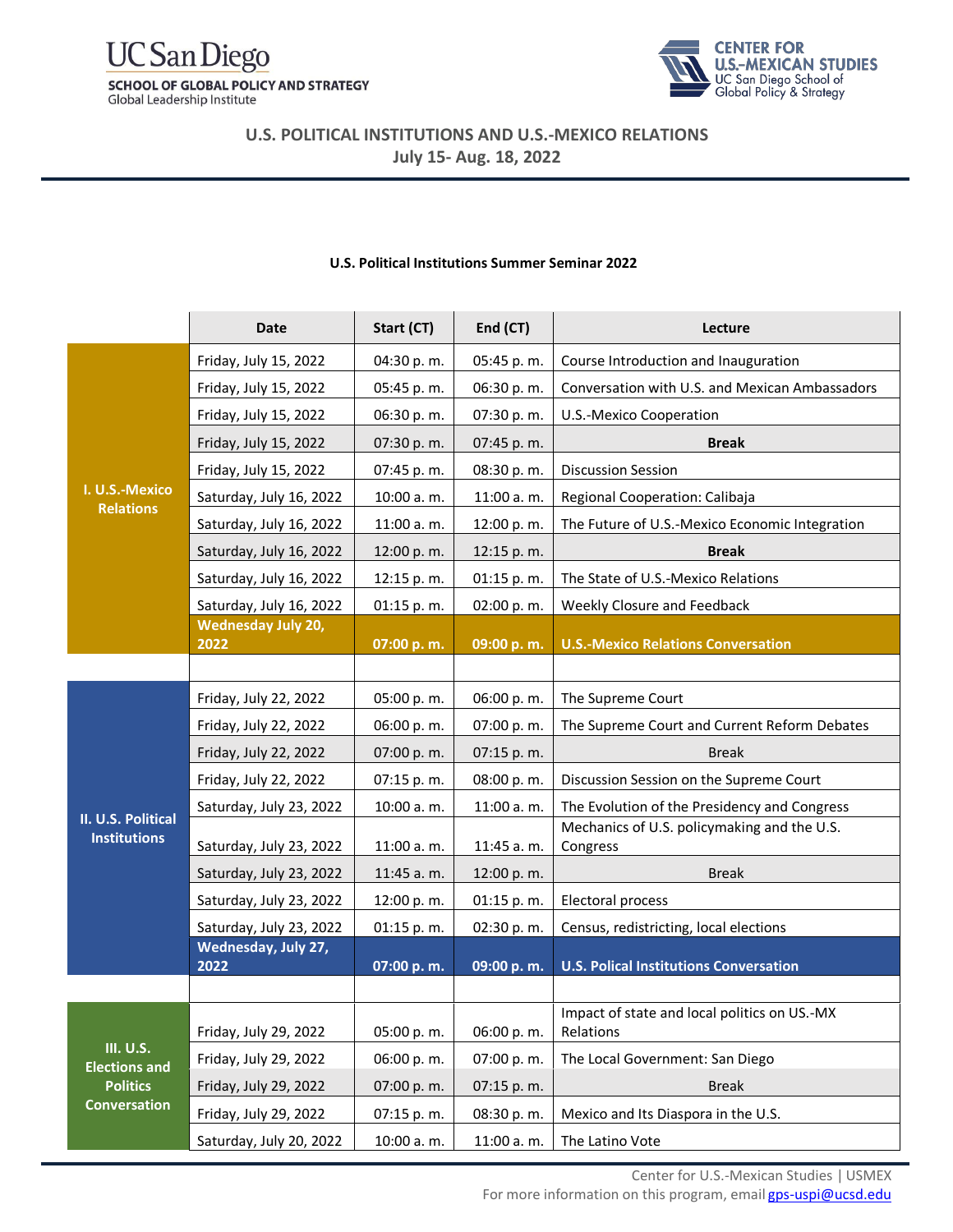UC San Diego
SCHOOL OF GLOBAL POLICY AND STRATEGY
Global Leadership Institute

CENTER FOR U.S.-MEXICAN STUDIES
UC San Diego School of Global Policy & Strategy

## U.S. POLITICAL INSTITUTIONS AND U.S.-MEXICO RELATIONS
## July 15- Aug. 18, 2022

### U.S. Political Institutions Summer Seminar 2022

| | Date | Start (CT) | End (CT) | Lecture |
|---|---|---|---|---|
| I. U.S.-Mexico Relations | Friday, July 15, 2022 | 04:30 p. m. | 05:45 p. m. | Course Introduction and Inauguration |
| | Friday, July 15, 2022 | 05:45 p. m. | 06:30 p. m. | Conversation with U.S. and Mexican Ambassadors |
| | Friday, July 15, 2022 | 06:30 p. m. | 07:30 p. m. | U.S.-Mexico Cooperation |
| | Friday, July 15, 2022 | 07:30 p. m. | 07:45 p. m. | **Break** |
| | Friday, July 15, 2022 | 07:45 p. m. | 08:30 p. m. | Discussion Session |
| | Saturday, July 16, 2022 | 10:00 a. m. | 11:00 a. m. | Regional Cooperation: Calibaja |
| | Saturday, July 16, 2022 | 11:00 a. m. | 12:00 p. m. | The Future of U.S.-Mexico Economic Integration |
| | Saturday, July 16, 2022 | 12:00 p. m. | 12:15 p. m. | **Break** |
| | Saturday, July 16, 2022 | 12:15 p. m. | 01:15 p. m. | The State of U.S.-Mexico Relations |
| | Saturday, July 16, 2022 | 01:15 p. m. | 02:00 p. m. | Weekly Closure and Feedback |
| | **Wednesday July 20, 2022** | **07:00 p. m.** | **09:00 p. m.** | **U.S.-Mexico Relations Conversation** |
| | | | | |
| II. U.S. Political Institutions | Friday, July 22, 2022 | 05:00 p. m. | 06:00 p. m. | The Supreme Court |
| | Friday, July 22, 2022 | 06:00 p. m. | 07:00 p. m. | The Supreme Court and Current Reform Debates |
| | Friday, July 22, 2022 | 07:00 p. m. | 07:15 p. m. | Break |
| | Friday, July 22, 2022 | 07:15 p. m. | 08:00 p. m. | Discussion Session on the Supreme Court |
| | Saturday, July 23, 2022 | 10:00 a. m. | 11:00 a. m. | The Evolution of the Presidency and Congress |
| | Saturday, July 23, 2022 | 11:00 a. m. | 11:45 a. m. | Mechanics of U.S. policymaking and the U.S. Congress |
| | Saturday, July 23, 2022 | 11:45 a. m. | 12:00 p. m. | Break |
| | Saturday, July 23, 2022 | 12:00 p. m. | 01:15 p. m. | Electoral process |
| | Saturday, July 23, 2022 | 01:15 p. m. | 02:30 p. m. | Census, redistricting, local elections |
| | **Wednesday, July 27, 2022** | **07:00 p. m.** | **09:00 p. m.** | **U.S. Polical Institutions Conversation** |
| | | | | |
| III. U.S. Elections and Politics Conversation | Friday, July 29, 2022 | 05:00 p. m. | 06:00 p. m. | Impact of state and local politics on US.-MX Relations |
| | Friday, July 29, 2022 | 06:00 p. m. | 07:00 p. m. | The Local Government: San Diego |
| | Friday, July 29, 2022 | 07:00 p. m. | 07:15 p. m. | Break |
| | Friday, July 29, 2022 | 07:15 p. m. | 08:30 p. m. | Mexico and Its Diaspora in the U.S. |
| | Saturday, July 20, 2022 | 10:00 a. m. | 11:00 a. m. | The Latino Vote |

Center for U.S.-Mexican Studies | USMEX
For more information on this program, email gps-uspi@ucsd.edu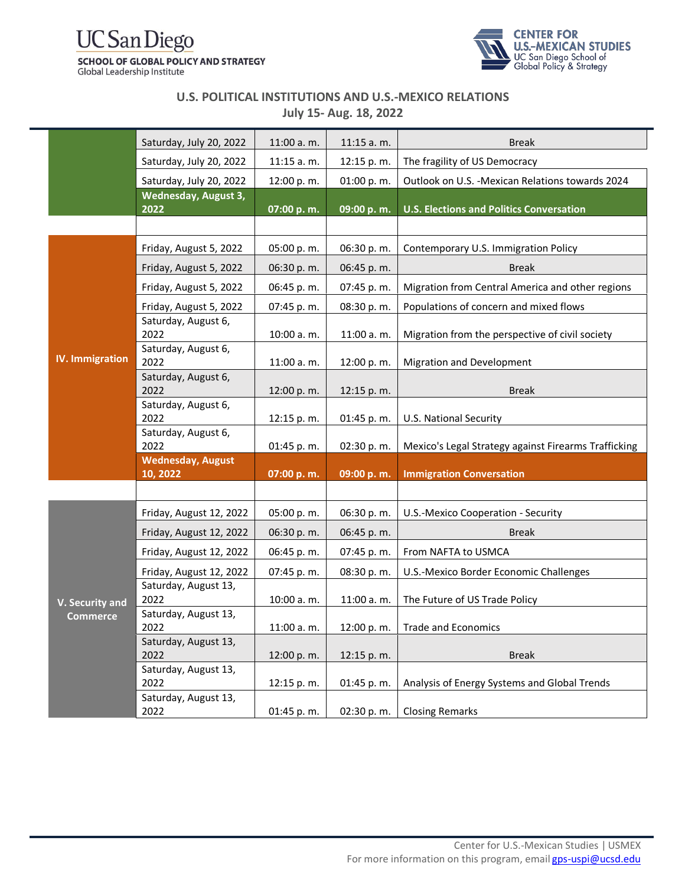UC San Diego
**SCHOOL OF GLOBAL POLICY AND STRATEGY**
Global Leadership Institute

**CENTER FOR U.S.-MEXICAN STUDIES**
UC San Diego School of Global Policy & Strategy

## U.S. POLITICAL INSTITUTIONS AND U.S.-MEXICO RELATIONS
### July 15- Aug. 18, 2022

| | | | | |
|---|---|---|---|---|
| | Saturday, July 20, 2022 | 11:00 a. m. | 11:15 a. m. | Break |
| | Saturday, July 20, 2022 | 11:15 a. m. | 12:15 p. m. | The fragility of US Democracy |
| | Saturday, July 20, 2022 | 12:00 p. m. | 01:00 p. m. | Outlook on U.S. -Mexican Relations towards 2024 |
| | **Wednesday, August 3, 2022** | **07:00 p. m.** | **09:00 p. m.** | **U.S. Elections and Politics Conversation** |
| | | | | |
| **IV. Immigration** | Friday, August 5, 2022 | 05:00 p. m. | 06:30 p. m. | Contemporary U.S. Immigration Policy |
| | Friday, August 5, 2022 | 06:30 p. m. | 06:45 p. m. | Break |
| | Friday, August 5, 2022 | 06:45 p. m. | 07:45 p. m. | Migration from Central America and other regions |
| | Friday, August 5, 2022 | 07:45 p. m. | 08:30 p. m. | Populations of concern and mixed flows |
| | Saturday, August 6, 2022 | 10:00 a. m. | 11:00 a. m. | Migration from the perspective of civil society |
| | Saturday, August 6, 2022 | 11:00 a. m. | 12:00 p. m. | Migration and Development |
| | Saturday, August 6, 2022 | 12:00 p. m. | 12:15 p. m. | Break |
| | Saturday, August 6, 2022 | 12:15 p. m. | 01:45 p. m. | U.S. National Security |
| | Saturday, August 6, 2022 | 01:45 p. m. | 02:30 p. m. | Mexico's Legal Strategy against Firearms Trafficking |
| | **Wednesday, August 10, 2022** | **07:00 p. m.** | **09:00 p. m.** | **Immigration Conversation** |
| | | | | |
| **V. Security and Commerce** | Friday, August 12, 2022 | 05:00 p. m. | 06:30 p. m. | U.S.-Mexico Cooperation - Security |
| | Friday, August 12, 2022 | 06:30 p. m. | 06:45 p. m. | Break |
| | Friday, August 12, 2022 | 06:45 p. m. | 07:45 p. m. | From NAFTA to USMCA |
| | Friday, August 12, 2022 | 07:45 p. m. | 08:30 p. m. | U.S.-Mexico Border Economic Challenges |
| | Saturday, August 13, 2022 | 10:00 a. m. | 11:00 a. m. | The Future of US Trade Policy |
| | Saturday, August 13, 2022 | 11:00 a. m. | 12:00 p. m. | Trade and Economics |
| | Saturday, August 13, 2022 | 12:00 p. m. | 12:15 p. m. | Break |
| | Saturday, August 13, 2022 | 12:15 p. m. | 01:45 p. m. | Analysis of Energy Systems and Global Trends |
| | Saturday, August 13, 2022 | 01:45 p. m. | 02:30 p. m. | Closing Remarks |

Center for U.S.-Mexican Studies | USMEX
For more information on this program, email gps-uspi@ucsd.edu